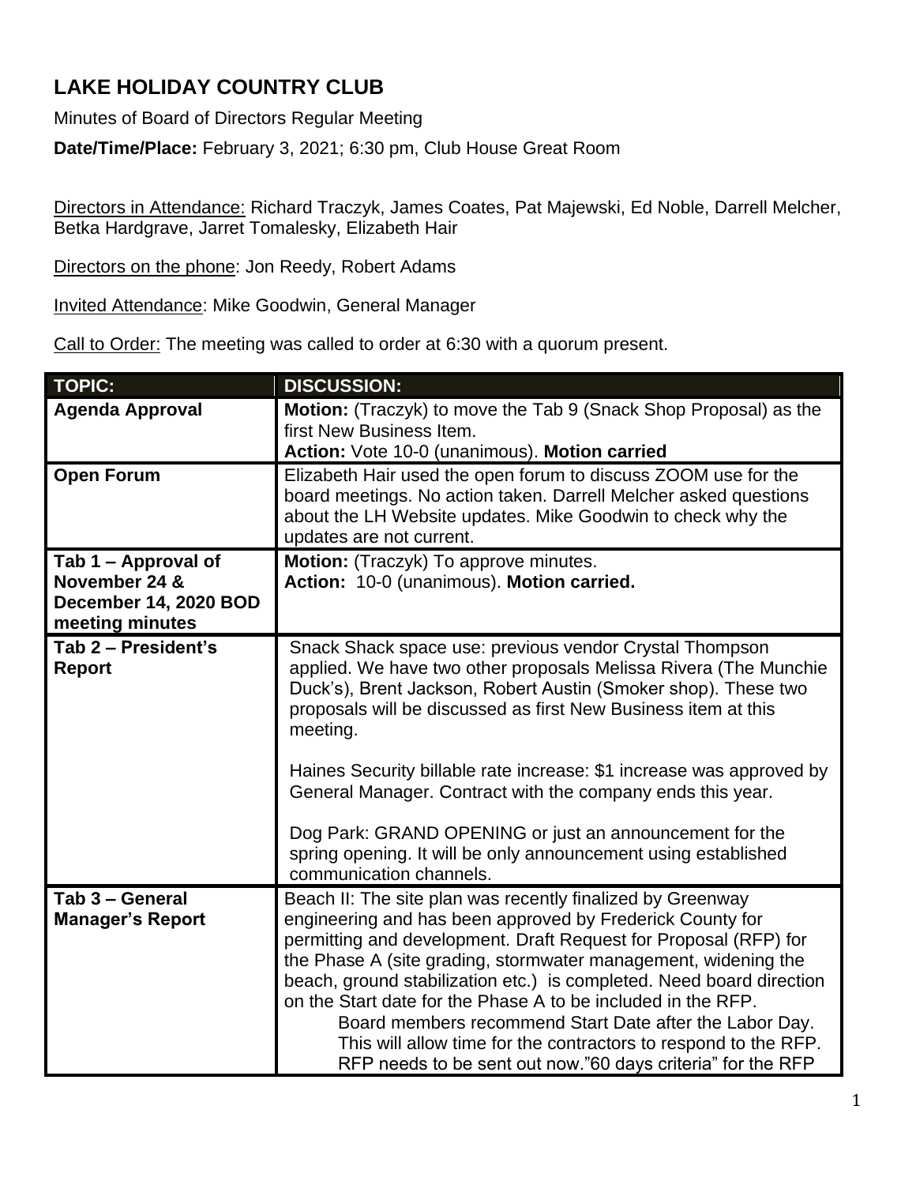# LAKE HOLIDAY COUNTRY CLUB

Minutes of Board of Directors Regular Meeting

**Date/Time/Place:** February 3, 2021; 6:30 pm, Club House Great Room

Directors in Attendance: Richard Traczyk, James Coates, Pat Majewski, Ed Noble, Darrell Melcher, Betka Hardgrave, Jarret Tomalesky, Elizabeth Hair

Directors on the phone: Jon Reedy, Robert Adams

Invited Attendance: Mike Goodwin, General Manager

Call to Order: The meeting was called to order at 6:30 with a quorum present.

| TOPIC: | DISCUSSION: |
|---|---|
| **Agenda Approval** | **Motion:** (Traczyk) to move the Tab 9 (Snack Shop Proposal) as the first New Business Item.<br>**Action:** Vote 10-0 (unanimous). **Motion carried** |
| **Open Forum** | Elizabeth Hair used the open forum to discuss ZOOM use for the board meetings. No action taken. Darrell Melcher asked questions about the LH Website updates. Mike Goodwin to check why the updates are not current. |
| **Tab 1 – Approval of November 24 & December 14, 2020 BOD meeting minutes** | **Motion:** (Traczyk) To approve minutes.<br>**Action:** 10-0 (unanimous). **Motion carried.** |
| **Tab 2 – President's Report** | Snack Shack space use: previous vendor Crystal Thompson applied. We have two other proposals Melissa Rivera (The Munchie Duck's), Brent Jackson, Robert Austin (Smoker shop). These two proposals will be discussed as first New Business item at this meeting.<br><br>Haines Security billable rate increase: $1 increase was approved by General Manager. Contract with the company ends this year.<br><br>Dog Park: GRAND OPENING or just an announcement for the spring opening. It will be only announcement using established communication channels. |
| **Tab 3 – General Manager's Report** | Beach II: The site plan was recently finalized by Greenway engineering and has been approved by Frederick County for permitting and development. Draft Request for Proposal (RFP) for the Phase A (site grading, stormwater management, widening the beach, ground stabilization etc.) is completed. Need board direction on the Start date for the Phase A to be included in the RFP.<br>Board members recommend Start Date after the Labor Day. This will allow time for the contractors to respond to the RFP. RFP needs to be sent out now."60 days criteria" for the RFP |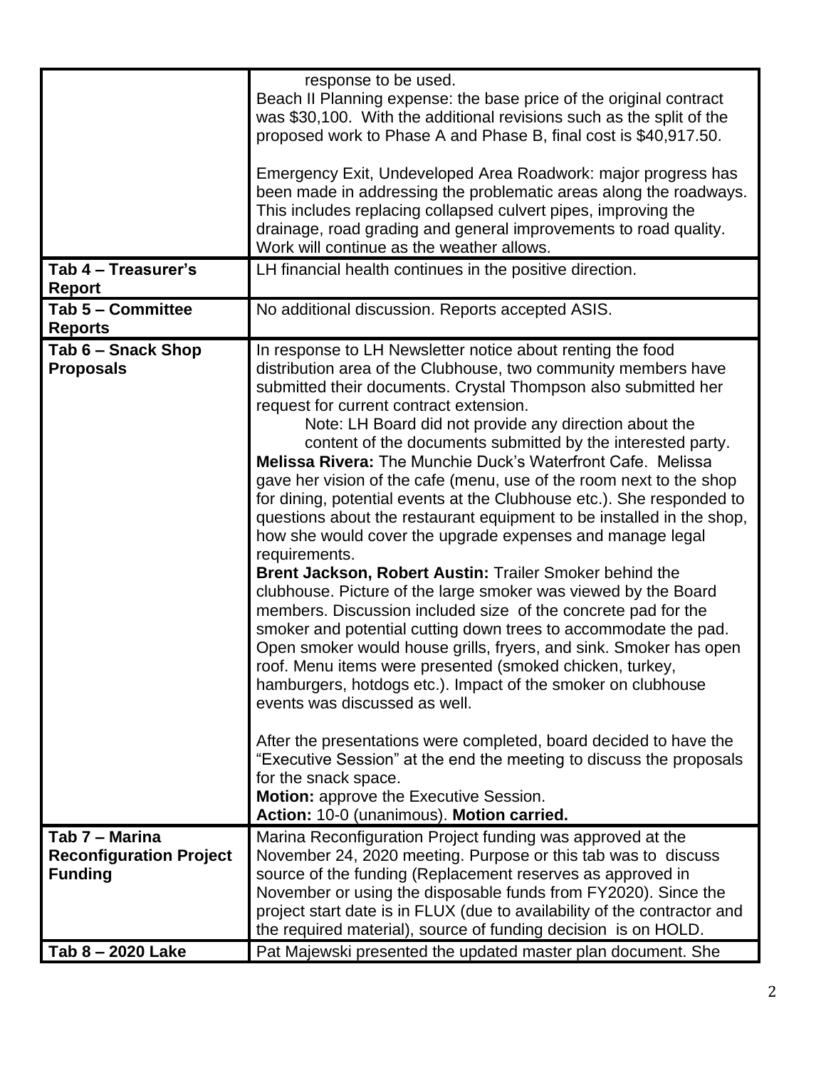| | |
|---|---|
| | response to be used.<br>Beach II Planning expense: the base price of the original contract was $30,100. With the additional revisions such as the split of the proposed work to Phase A and Phase B, final cost is $40,917.50.<br><br>Emergency Exit, Undeveloped Area Roadwork: major progress has been made in addressing the problematic areas along the roadways. This includes replacing collapsed culvert pipes, improving the drainage, road grading and general improvements to road quality. Work will continue as the weather allows. |
| **Tab 4 – Treasurer's Report** | LH financial health continues in the positive direction. |
| **Tab 5 – Committee Reports** | No additional discussion. Reports accepted ASIS. |
| **Tab 6 – Snack Shop Proposals** | In response to LH Newsletter notice about renting the food distribution area of the Clubhouse, two community members have submitted their documents. Crystal Thompson also submitted her request for current contract extension.<br>Note: LH Board did not provide any direction about the content of the documents submitted by the interested party.<br>**Melissa Rivera:** The Munchie Duck's Waterfront Cafe. Melissa gave her vision of the cafe (menu, use of the room next to the shop for dining, potential events at the Clubhouse etc.). She responded to questions about the restaurant equipment to be installed in the shop, how she would cover the upgrade expenses and manage legal requirements.<br>**Brent Jackson, Robert Austin:** Trailer Smoker behind the clubhouse. Picture of the large smoker was viewed by the Board members. Discussion included size of the concrete pad for the smoker and potential cutting down trees to accommodate the pad. Open smoker would house grills, fryers, and sink. Smoker has open roof. Menu items were presented (smoked chicken, turkey, hamburgers, hotdogs etc.). Impact of the smoker on clubhouse events was discussed as well.<br><br>After the presentations were completed, board decided to have the "Executive Session" at the end the meeting to discuss the proposals for the snack space.<br>**Motion:** approve the Executive Session.<br>**Action:** 10-0 (unanimous). **Motion carried.** |
| **Tab 7 – Marina Reconfiguration Project Funding** | Marina Reconfiguration Project funding was approved at the November 24, 2020 meeting. Purpose or this tab was to discuss source of the funding (Replacement reserves as approved in November or using the disposable funds from FY2020). Since the project start date is in FLUX (due to availability of the contractor and the required material), source of funding decision is on HOLD. |
| **Tab 8 – 2020 Lake** | Pat Majewski presented the updated master plan document. She |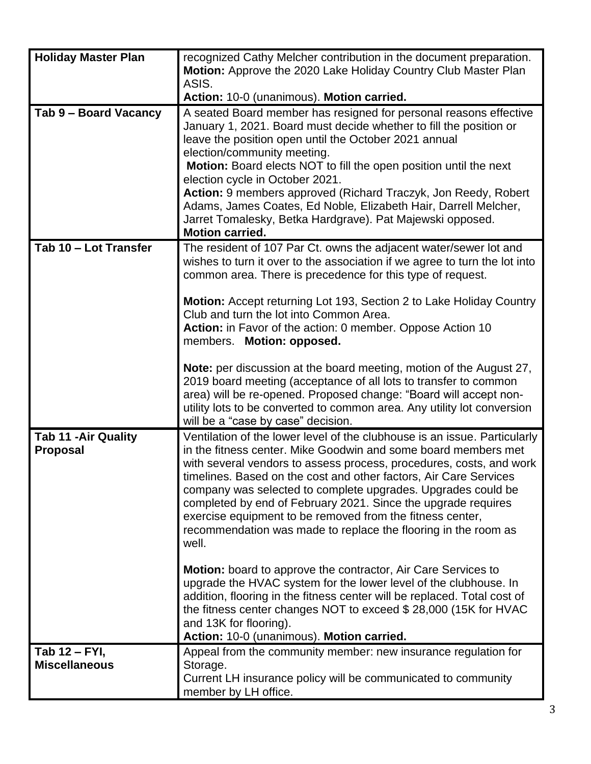| | |
|---|---|
| **Holiday Master Plan** | recognized Cathy Melcher contribution in the document preparation. **Motion:** Approve the 2020 Lake Holiday Country Club Master Plan ASIS. **Action:** 10-0 (unanimous). **Motion carried.** |
| **Tab 9 – Board Vacancy** | A seated Board member has resigned for personal reasons effective January 1, 2021. Board must decide whether to fill the position or leave the position open until the October 2021 annual election/community meeting. **Motion:** Board elects NOT to fill the open position until the next election cycle in October 2021. **Action:** 9 members approved (Richard Traczyk, Jon Reedy, Robert Adams, James Coates, Ed Noble, Elizabeth Hair, Darrell Melcher, Jarret Tomalesky, Betka Hardgrave). Pat Majewski opposed. **Motion carried.** |
| **Tab 10 – Lot Transfer** | The resident of 107 Par Ct. owns the adjacent water/sewer lot and wishes to turn it over to the association if we agree to turn the lot into common area. There is precedence for this type of request.<br><br>**Motion:** Accept returning Lot 193, Section 2 to Lake Holiday Country Club and turn the lot into Common Area.<br>**Action:** in Favor of the action: 0 member. Oppose Action 10 members. **Motion: opposed.**<br><br>**Note:** per discussion at the board meeting, motion of the August 27, 2019 board meeting (acceptance of all lots to transfer to common area) will be re-opened. Proposed change: "Board will accept non-utility lots to be converted to common area. Any utility lot conversion will be a "case by case" decision. |
| **Tab 11 -Air Quality Proposal** | Ventilation of the lower level of the clubhouse is an issue. Particularly in the fitness center. Mike Goodwin and some board members met with several vendors to assess process, procedures, costs, and work timelines. Based on the cost and other factors, Air Care Services company was selected to complete upgrades. Upgrades could be completed by end of February 2021. Since the upgrade requires exercise equipment to be removed from the fitness center, recommendation was made to replace the flooring in the room as well.<br><br>**Motion:** board to approve the contractor, Air Care Services to upgrade the HVAC system for the lower level of the clubhouse. In addition, flooring in the fitness center will be replaced. Total cost of the fitness center changes NOT to exceed $ 28,000 (15K for HVAC and 13K for flooring).<br>**Action:** 10-0 (unanimous). **Motion carried.** |
| **Tab 12 – FYI, Miscellaneous** | Appeal from the community member: new insurance regulation for Storage.<br>Current LH insurance policy will be communicated to community member by LH office. |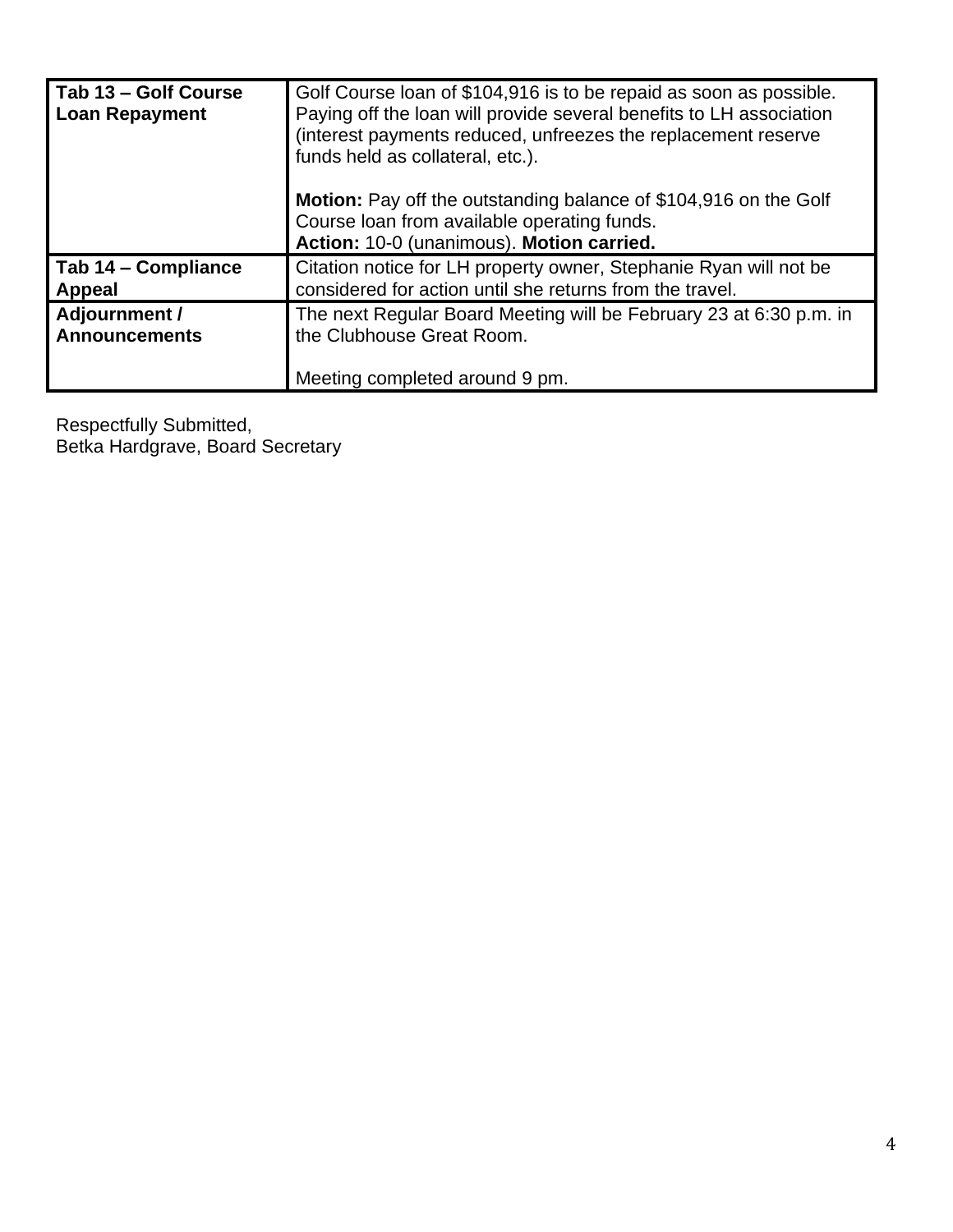| | |
|---|---|
| **Tab 13 – Golf Course Loan Repayment** | Golf Course loan of $104,916 is to be repaid as soon as possible. Paying off the loan will provide several benefits to LH association (interest payments reduced, unfreezes the replacement reserve funds held as collateral, etc.).<br><br>**Motion:** Pay off the outstanding balance of $104,916 on the Golf Course loan from available operating funds.<br>**Action:** 10-0 (unanimous). **Motion carried.** |
| **Tab 14 – Compliance Appeal** | Citation notice for LH property owner, Stephanie Ryan will not be considered for action until she returns from the travel. |
| **Adjournment / Announcements** | The next Regular Board Meeting will be February 23 at 6:30 p.m. in the Clubhouse Great Room.<br><br>Meeting completed around 9 pm. |

Respectfully Submitted,
Betka Hardgrave, Board Secretary